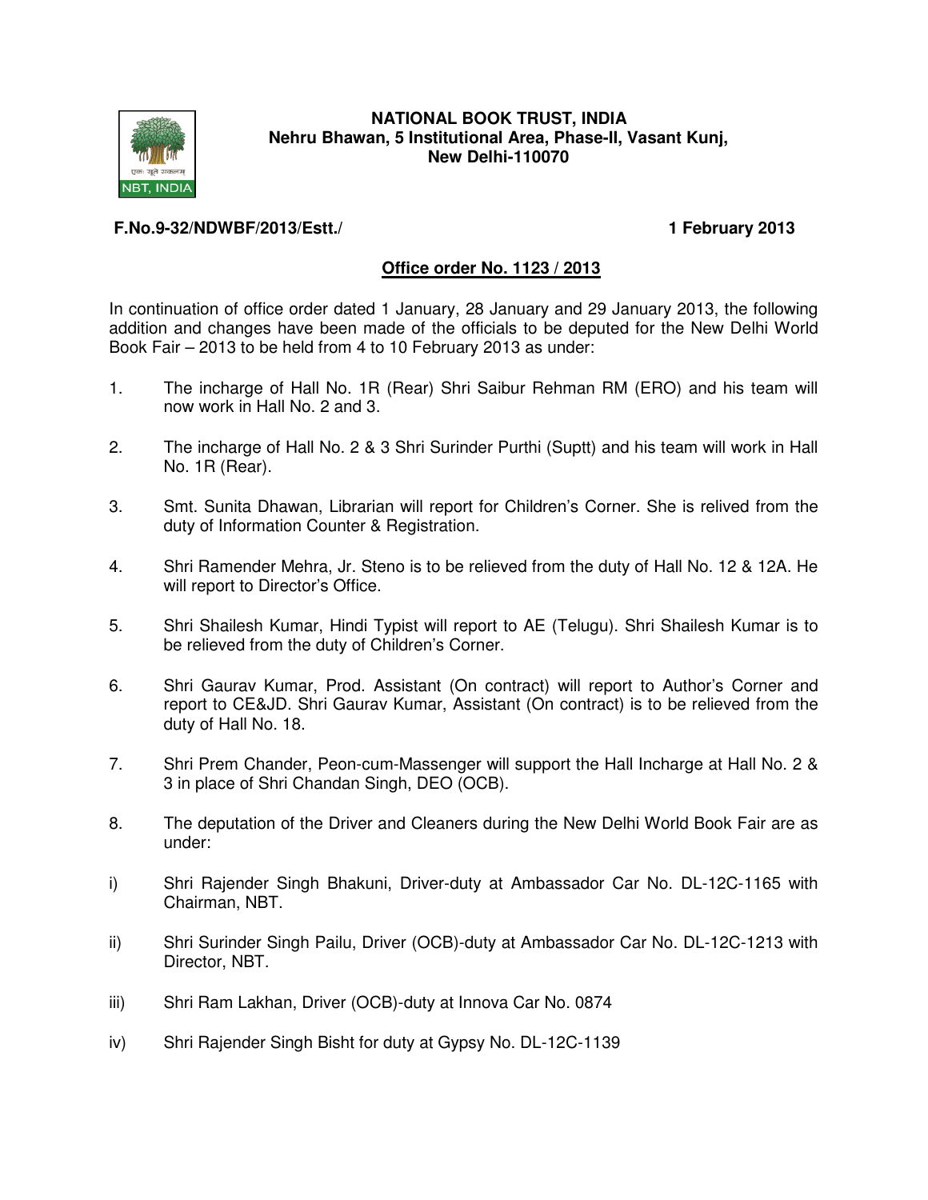**NATIONAL BOOK TRUST, INDIA**
**Nehru Bhawan, 5 Institutional Area, Phase-II, Vasant Kunj,**
**New Delhi-110070**

**F.No.9-32/NDWBF/2013/Estt./** **1 February 2013**

## Office order No. 1123 / 2013

In continuation of office order dated 1 January, 28 January and 29 January 2013, the following addition and changes have been made of the officials to be deputed for the New Delhi World Book Fair – 2013 to be held from 4 to 10 February 2013 as under:

1. The incharge of Hall No. 1R (Rear) Shri Saibur Rehman RM (ERO) and his team will now work in Hall No. 2 and 3.

2. The incharge of Hall No. 2 & 3 Shri Surinder Purthi (Suptt) and his team will work in Hall No. 1R (Rear).

3. Smt. Sunita Dhawan, Librarian will report for Children's Corner. She is relived from the duty of Information Counter & Registration.

4. Shri Ramender Mehra, Jr. Steno is to be relieved from the duty of Hall No. 12 & 12A. He will report to Director's Office.

5. Shri Shailesh Kumar, Hindi Typist will report to AE (Telugu). Shri Shailesh Kumar is to be relieved from the duty of Children's Corner.

6. Shri Gaurav Kumar, Prod. Assistant (On contract) will report to Author's Corner and report to CE&JD. Shri Gaurav Kumar, Assistant (On contract) is to be relieved from the duty of Hall No. 18.

7. Shri Prem Chander, Peon-cum-Massenger will support the Hall Incharge at Hall No. 2 & 3 in place of Shri Chandan Singh, DEO (OCB).

8. The deputation of the Driver and Cleaners during the New Delhi World Book Fair are as under:

i) Shri Rajender Singh Bhakuni, Driver-duty at Ambassador Car No. DL-12C-1165 with Chairman, NBT.

ii) Shri Surinder Singh Pailu, Driver (OCB)-duty at Ambassador Car No. DL-12C-1213 with Director, NBT.

iii) Shri Ram Lakhan, Driver (OCB)-duty at Innova Car No. 0874

iv) Shri Rajender Singh Bisht for duty at Gypsy No. DL-12C-1139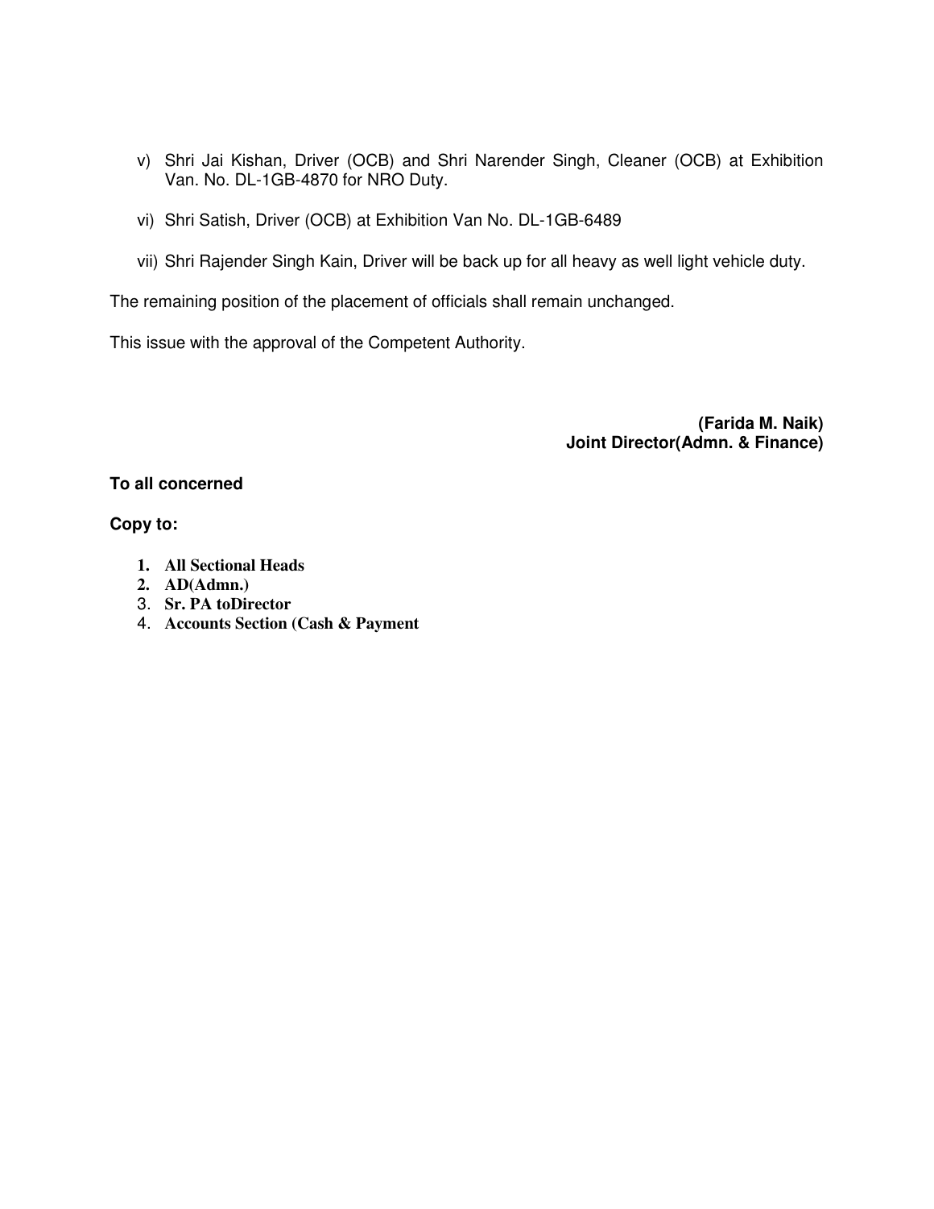v) Shri Jai Kishan, Driver (OCB) and Shri Narender Singh, Cleaner (OCB) at Exhibition Van. No. DL-1GB-4870 for NRO Duty.

vi) Shri Satish, Driver (OCB) at Exhibition Van No. DL-1GB-6489

vii) Shri Rajender Singh Kain, Driver will be back up for all heavy as well light vehicle duty.

The remaining position of the placement of officials shall remain unchanged.

This issue with the approval of the Competent Authority.

**(Farida M. Naik)**
**Joint Director(Admn. & Finance)**

**To all concerned**

**Copy to:**

1. **All Sectional Heads**
2. **AD(Admn.)**
3. **Sr. PA toDirector**
4. **Accounts Section (Cash & Payment**